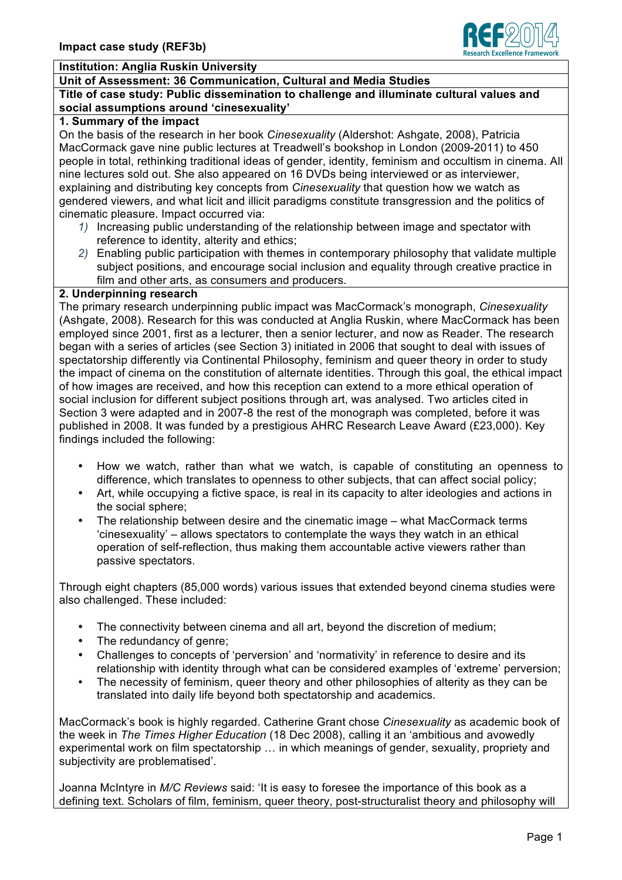**Impact case study (REF3b)**

**Institution: Anglia Ruskin University**

**Unit of Assessment: 36 Communication, Cultural and Media Studies**

**Title of case study: Public dissemination to challenge and illuminate cultural values and social assumptions around 'cinesexuality'**

## 1. Summary of the impact

On the basis of the research in her book *Cinesexuality* (Aldershot: Ashgate, 2008), Patricia MacCormack gave nine public lectures at Treadwell's bookshop in London (2009-2011) to 450 people in total, rethinking traditional ideas of gender, identity, feminism and occultism in cinema. All nine lectures sold out. She also appeared on 16 DVDs being interviewed or as interviewer, explaining and distributing key concepts from *Cinesexuality* that question how we watch as gendered viewers, and what licit and illicit paradigms constitute transgression and the politics of cinematic pleasure. Impact occurred via:

1) Increasing public understanding of the relationship between image and spectator with reference to identity, alterity and ethics;
2) Enabling public participation with themes in contemporary philosophy that validate multiple subject positions, and encourage social inclusion and equality through creative practice in film and other arts, as consumers and producers.

## 2. Underpinning research

The primary research underpinning public impact was MacCormack's monograph, *Cinesexuality* (Ashgate, 2008). Research for this was conducted at Anglia Ruskin, where MacCormack has been employed since 2001, first as a lecturer, then a senior lecturer, and now as Reader. The research began with a series of articles (see Section 3) initiated in 2006 that sought to deal with issues of spectatorship differently via Continental Philosophy, feminism and queer theory in order to study the impact of cinema on the constitution of alternate identities. Through this goal, the ethical impact of how images are received, and how this reception can extend to a more ethical operation of social inclusion for different subject positions through art, was analysed. Two articles cited in Section 3 were adapted and in 2007-8 the rest of the monograph was completed, before it was published in 2008. It was funded by a prestigious AHRC Research Leave Award (£23,000). Key findings included the following:

- How we watch, rather than what we watch, is capable of constituting an openness to difference, which translates to openness to other subjects, that can affect social policy;
- Art, while occupying a fictive space, is real in its capacity to alter ideologies and actions in the social sphere;
- The relationship between desire and the cinematic image – what MacCormack terms 'cinesexuality' – allows spectators to contemplate the ways they watch in an ethical operation of self-reflection, thus making them accountable active viewers rather than passive spectators.

Through eight chapters (85,000 words) various issues that extended beyond cinema studies were also challenged. These included:

- The connectivity between cinema and all art, beyond the discretion of medium;
- The redundancy of genre;
- Challenges to concepts of 'perversion' and 'normativity' in reference to desire and its relationship with identity through what can be considered examples of 'extreme' perversion;
- The necessity of feminism, queer theory and other philosophies of alterity as they can be translated into daily life beyond both spectatorship and academics.

MacCormack's book is highly regarded. Catherine Grant chose *Cinesexuality* as academic book of the week in *The Times Higher Education* (18 Dec 2008), calling it an 'ambitious and avowedly experimental work on film spectatorship … in which meanings of gender, sexuality, propriety and subjectivity are problematised'.

Joanna McIntyre in *M/C Reviews* said: 'It is easy to foresee the importance of this book as a defining text. Scholars of film, feminism, queer theory, post-structuralist theory and philosophy will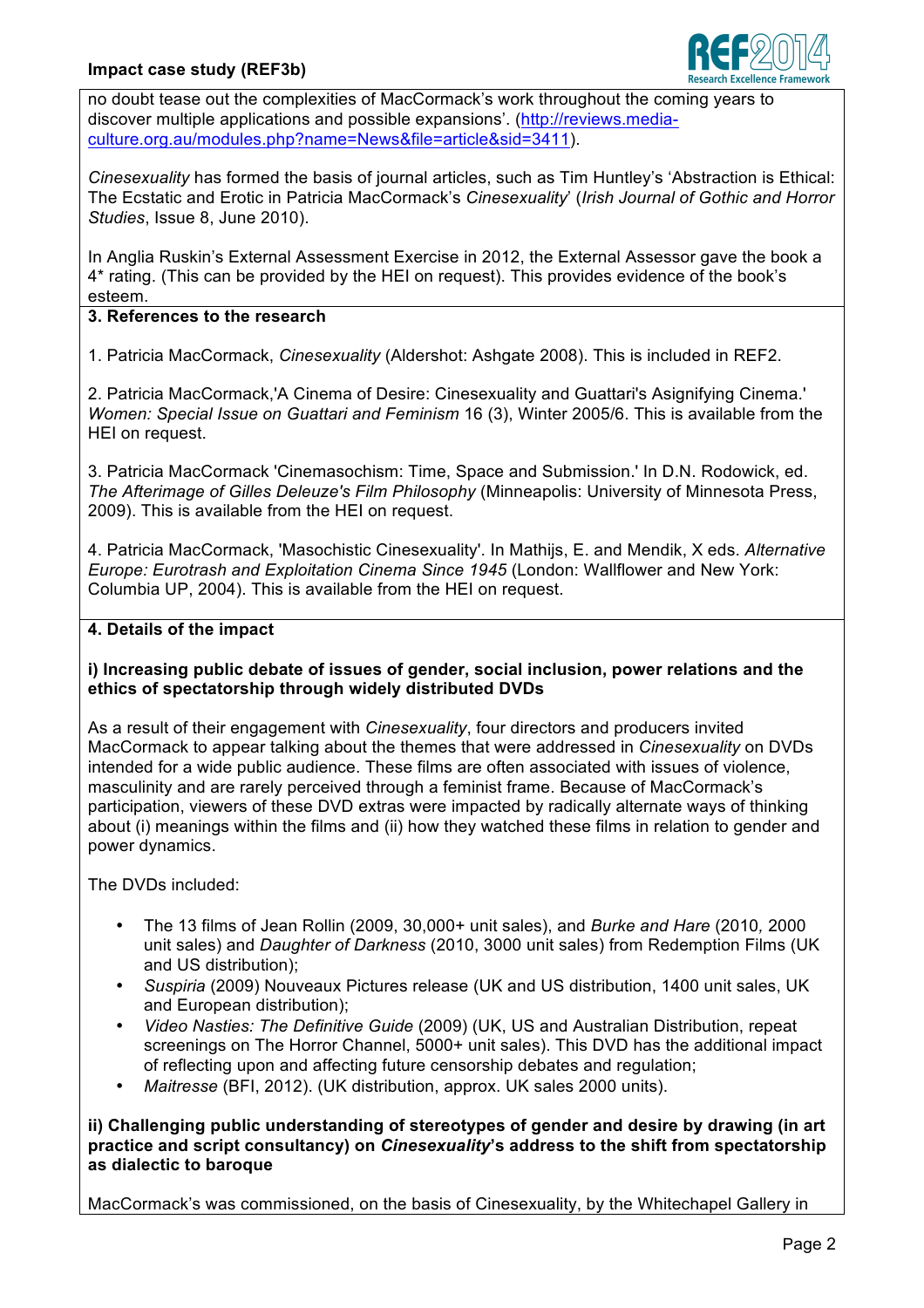no doubt tease out the complexities of MacCormack's work throughout the coming years to discover multiple applications and possible expansions'. (http://reviews.media-culture.org.au/modules.php?name=News&file=article&sid=3411).

*Cinesexuality* has formed the basis of journal articles, such as Tim Huntley's 'Abstraction is Ethical: The Ecstatic and Erotic in Patricia MacCormack's *Cinesexuality*' (*Irish Journal of Gothic and Horror Studies*, Issue 8, June 2010).

In Anglia Ruskin's External Assessment Exercise in 2012, the External Assessor gave the book a 4* rating. (This can be provided by the HEI on request). This provides evidence of the book's esteem.

**3. References to the research**

1. Patricia MacCormack, *Cinesexuality* (Aldershot: Ashgate 2008). This is included in REF2.

2. Patricia MacCormack,'A Cinema of Desire: Cinesexuality and Guattari's Asignifying Cinema.' *Women: Special Issue on Guattari and Feminism* 16 (3), Winter 2005/6. This is available from the HEI on request.

3. Patricia MacCormack 'Cinemasochism: Time, Space and Submission.' In D.N. Rodowick, ed. *The Afterimage of Gilles Deleuze's Film Philosophy* (Minneapolis: University of Minnesota Press, 2009). This is available from the HEI on request.

4. Patricia MacCormack, 'Masochistic Cinesexuality'. In Mathijs, E. and Mendik, X eds. *Alternative Europe: Eurotrash and Exploitation Cinema Since 1945* (London: Wallflower and New York: Columbia UP, 2004). This is available from the HEI on request.

**4. Details of the impact**

**i) Increasing public debate of issues of gender, social inclusion, power relations and the ethics of spectatorship through widely distributed DVDs**

As a result of their engagement with *Cinesexuality*, four directors and producers invited MacCormack to appear talking about the themes that were addressed in *Cinesexuality* on DVDs intended for a wide public audience. These films are often associated with issues of violence, masculinity and are rarely perceived through a feminist frame. Because of MacCormack's participation, viewers of these DVD extras were impacted by radically alternate ways of thinking about (i) meanings within the films and (ii) how they watched these films in relation to gender and power dynamics.

The DVDs included:

- The 13 films of Jean Rollin (2009, 30,000+ unit sales), and *Burke and Hare* (2010*,* 2000 unit sales) and *Daughter of Darkness* (2010, 3000 unit sales) from Redemption Films (UK and US distribution);
- *Suspiria* (2009) Nouveaux Pictures release (UK and US distribution, 1400 unit sales, UK and European distribution);
- *Video Nasties: The Definitive Guide* (2009) (UK, US and Australian Distribution, repeat screenings on The Horror Channel, 5000+ unit sales). This DVD has the additional impact of reflecting upon and affecting future censorship debates and regulation;
- *Maitresse* (BFI, 2012). (UK distribution, approx. UK sales 2000 units).

**ii) Challenging public understanding of stereotypes of gender and desire by drawing (in art practice and script consultancy) on *Cinesexuality*'s address to the shift from spectatorship as dialectic to baroque**

MacCormack's was commissioned, on the basis of Cinesexuality, by the Whitechapel Gallery in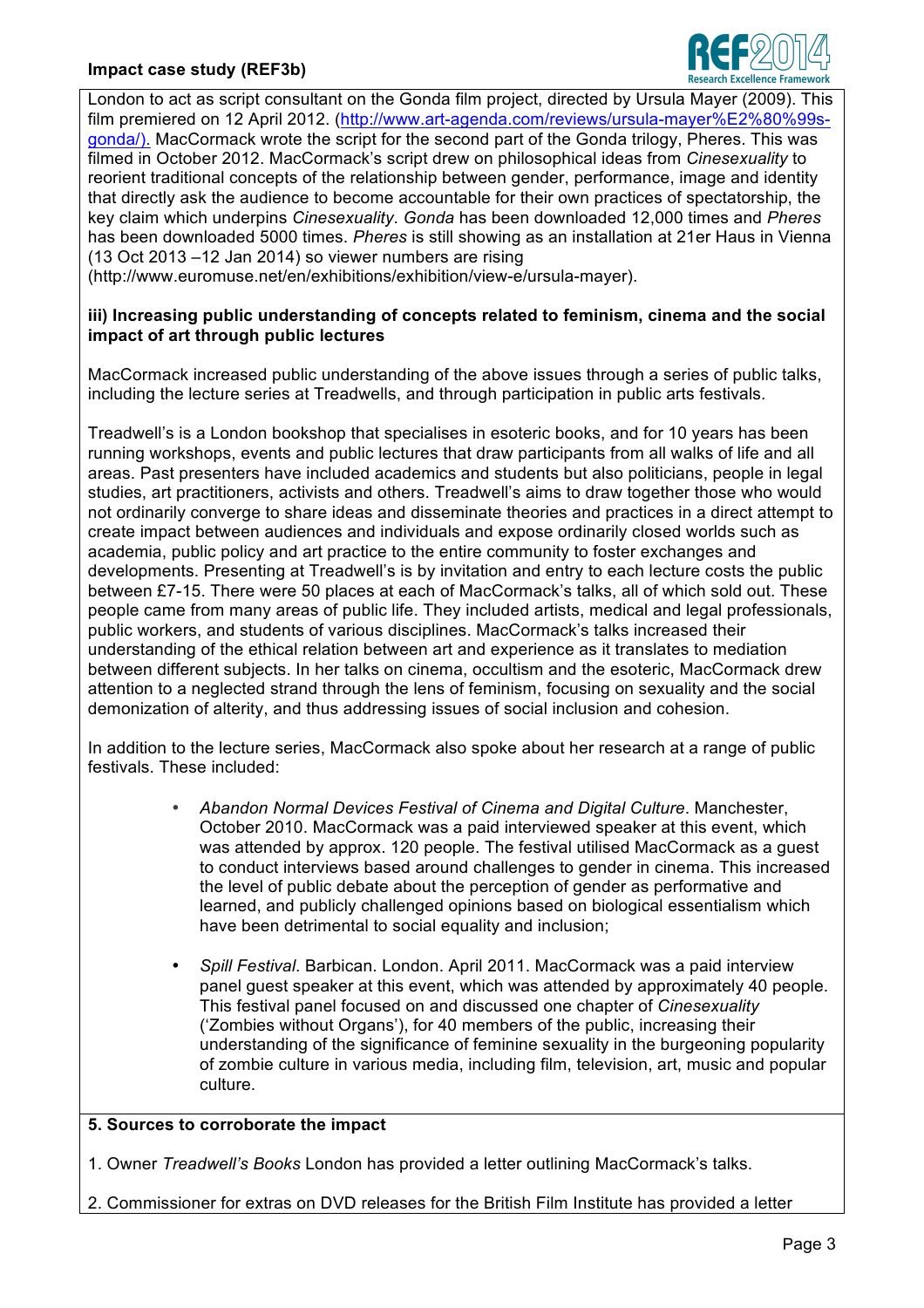London to act as script consultant on the Gonda film project, directed by Ursula Mayer (2009). This film premiered on 12 April 2012. ([http://www.art-agenda.com/reviews/ursula-mayer%E2%80%99s-gonda/).](http://www.art-agenda.com/reviews/ursula-mayer%E2%80%99s-gonda/) MacCormack wrote the script for the second part of the Gonda trilogy, Pheres. This was filmed in October 2012. MacCormack's script drew on philosophical ideas from *Cinesexuality* to reorient traditional concepts of the relationship between gender, performance, image and identity that directly ask the audience to become accountable for their own practices of spectatorship, the key claim which underpins *Cinesexuality*. *Gonda* has been downloaded 12,000 times and *Pheres* has been downloaded 5000 times. *Pheres* is still showing as an installation at 21er Haus in Vienna (13 Oct 2013 –12 Jan 2014) so viewer numbers are rising (http://www.euromuse.net/en/exhibitions/exhibition/view-e/ursula-mayer).

**iii) Increasing public understanding of concepts related to feminism, cinema and the social impact of art through public lectures**

MacCormack increased public understanding of the above issues through a series of public talks, including the lecture series at Treadwells, and through participation in public arts festivals.

Treadwell's is a London bookshop that specialises in esoteric books, and for 10 years has been running workshops, events and public lectures that draw participants from all walks of life and all areas. Past presenters have included academics and students but also politicians, people in legal studies, art practitioners, activists and others. Treadwell's aims to draw together those who would not ordinarily converge to share ideas and disseminate theories and practices in a direct attempt to create impact between audiences and individuals and expose ordinarily closed worlds such as academia, public policy and art practice to the entire community to foster exchanges and developments. Presenting at Treadwell's is by invitation and entry to each lecture costs the public between £7-15. There were 50 places at each of MacCormack's talks, all of which sold out. These people came from many areas of public life. They included artists, medical and legal professionals, public workers, and students of various disciplines. MacCormack's talks increased their understanding of the ethical relation between art and experience as it translates to mediation between different subjects. In her talks on cinema, occultism and the esoteric, MacCormack drew attention to a neglected strand through the lens of feminism, focusing on sexuality and the social demonization of alterity, and thus addressing issues of social inclusion and cohesion.

In addition to the lecture series, MacCormack also spoke about her research at a range of public festivals. These included:

- *Abandon Normal Devices Festival of Cinema and Digital Culture*. Manchester, October 2010. MacCormack was a paid interviewed speaker at this event, which was attended by approx. 120 people. The festival utilised MacCormack as a guest to conduct interviews based around challenges to gender in cinema. This increased the level of public debate about the perception of gender as performative and learned, and publicly challenged opinions based on biological essentialism which have been detrimental to social equality and inclusion;
- *Spill Festival*. Barbican. London. April 2011. MacCormack was a paid interview panel guest speaker at this event, which was attended by approximately 40 people. This festival panel focused on and discussed one chapter of *Cinesexuality* ('Zombies without Organs'), for 40 members of the public, increasing their understanding of the significance of feminine sexuality in the burgeoning popularity of zombie culture in various media, including film, television, art, music and popular culture.

**5. Sources to corroborate the impact**

1. Owner *Treadwell's Books* London has provided a letter outlining MacCormack's talks.

2. Commissioner for extras on DVD releases for the British Film Institute has provided a letter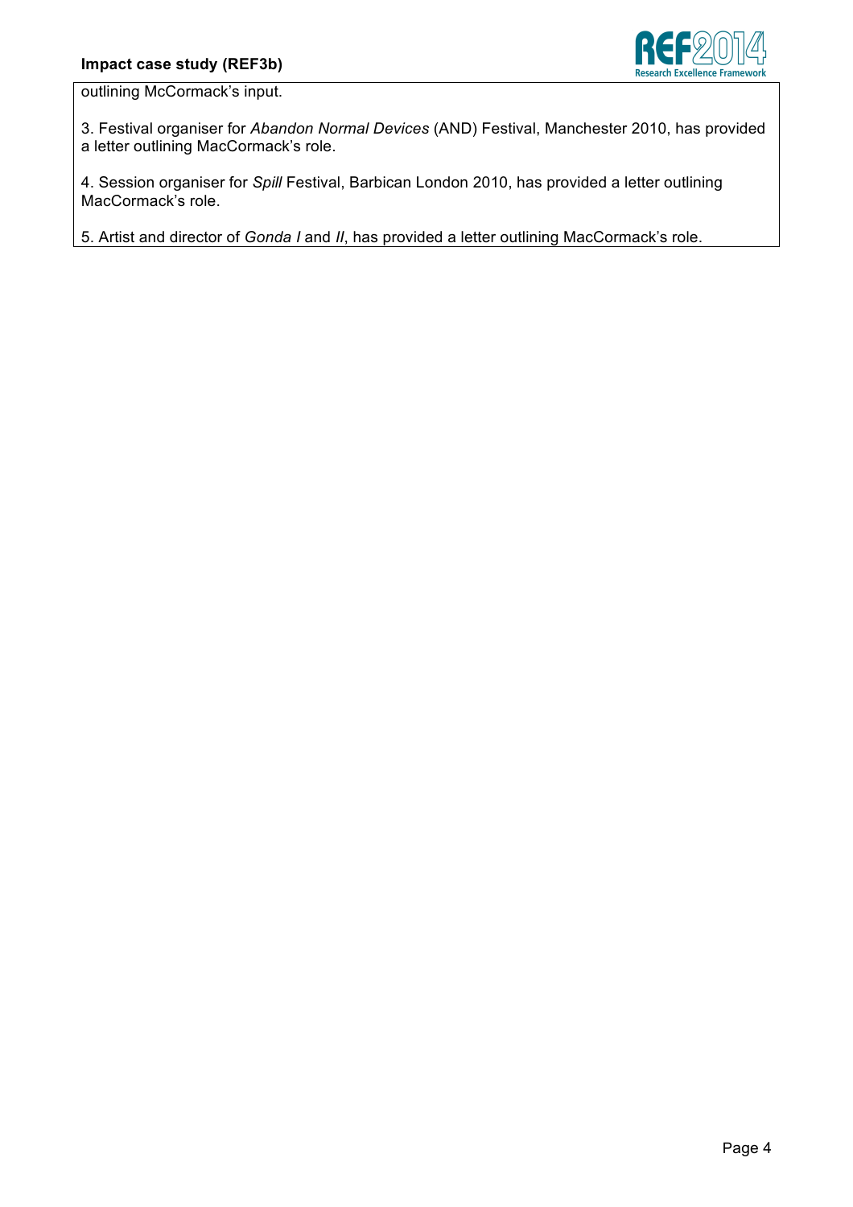outlining McCormack's input.

3. Festival organiser for *Abandon Normal Devices* (AND) Festival, Manchester 2010, has provided a letter outlining MacCormack's role.

4. Session organiser for *Spill* Festival, Barbican London 2010, has provided a letter outlining MacCormack's role.

5. Artist and director of *Gonda I* and *II*, has provided a letter outlining MacCormack's role.